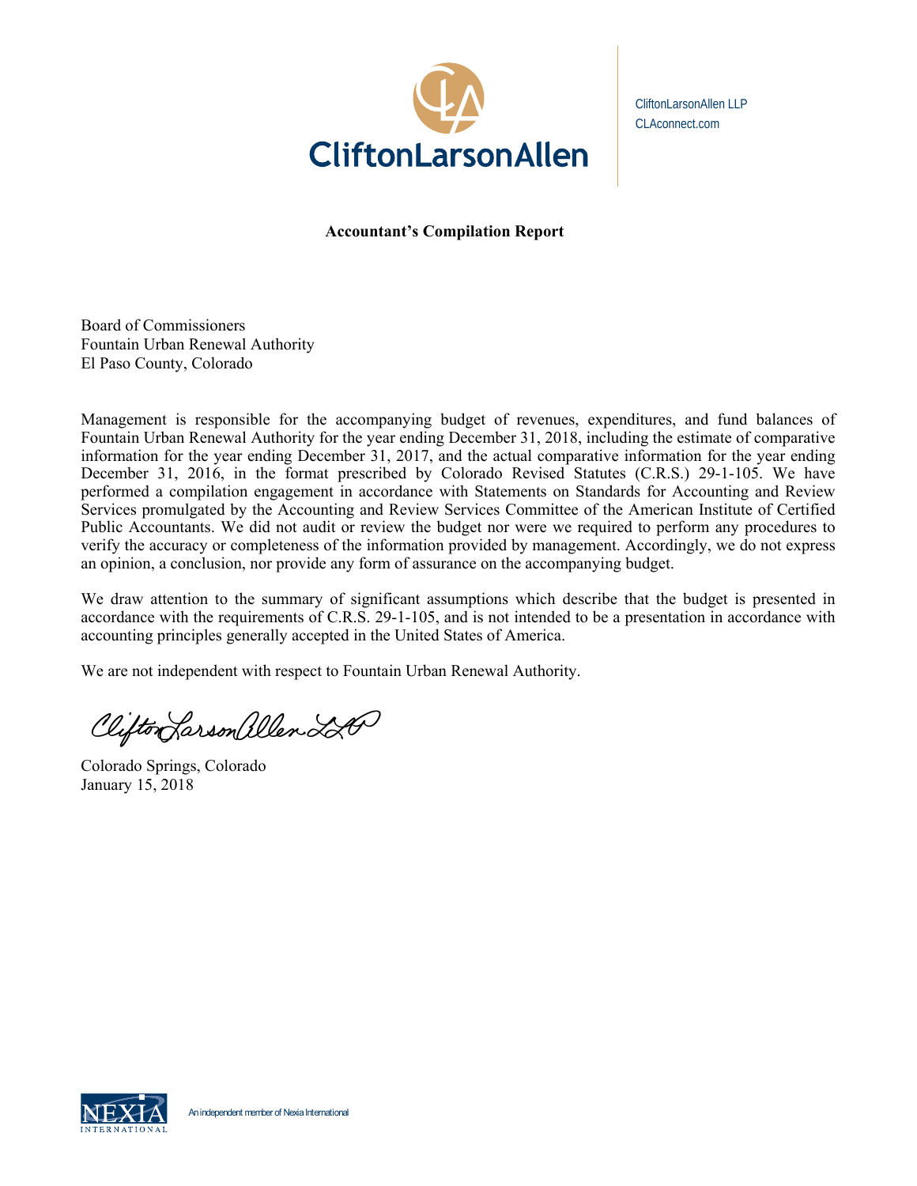CliftonLarsonAllen

CliftonLarsonAllen LLP
CLAconnect.com

**Accountant's Compilation Report**

Board of Commissioners
Fountain Urban Renewal Authority
El Paso County, Colorado

Management is responsible for the accompanying budget of revenues, expenditures, and fund balances of Fountain Urban Renewal Authority for the year ending December 31, 2018, including the estimate of comparative information for the year ending December 31, 2017, and the actual comparative information for the year ending December 31, 2016, in the format prescribed by Colorado Revised Statutes (C.R.S.) 29-1-105. We have performed a compilation engagement in accordance with Statements on Standards for Accounting and Review Services promulgated by the Accounting and Review Services Committee of the American Institute of Certified Public Accountants. We did not audit or review the budget nor were we required to perform any procedures to verify the accuracy or completeness of the information provided by management. Accordingly, we do not express an opinion, a conclusion, nor provide any form of assurance on the accompanying budget.

We draw attention to the summary of significant assumptions which describe that the budget is presented in accordance with the requirements of C.R.S. 29-1-105, and is not intended to be a presentation in accordance with accounting principles generally accepted in the United States of America.

We are not independent with respect to Fountain Urban Renewal Authority.

*CliftonLarsonAllen LLP*

Colorado Springs, Colorado
January 15, 2018

NEXIA INTERNATIONAL — An independent member of Nexia International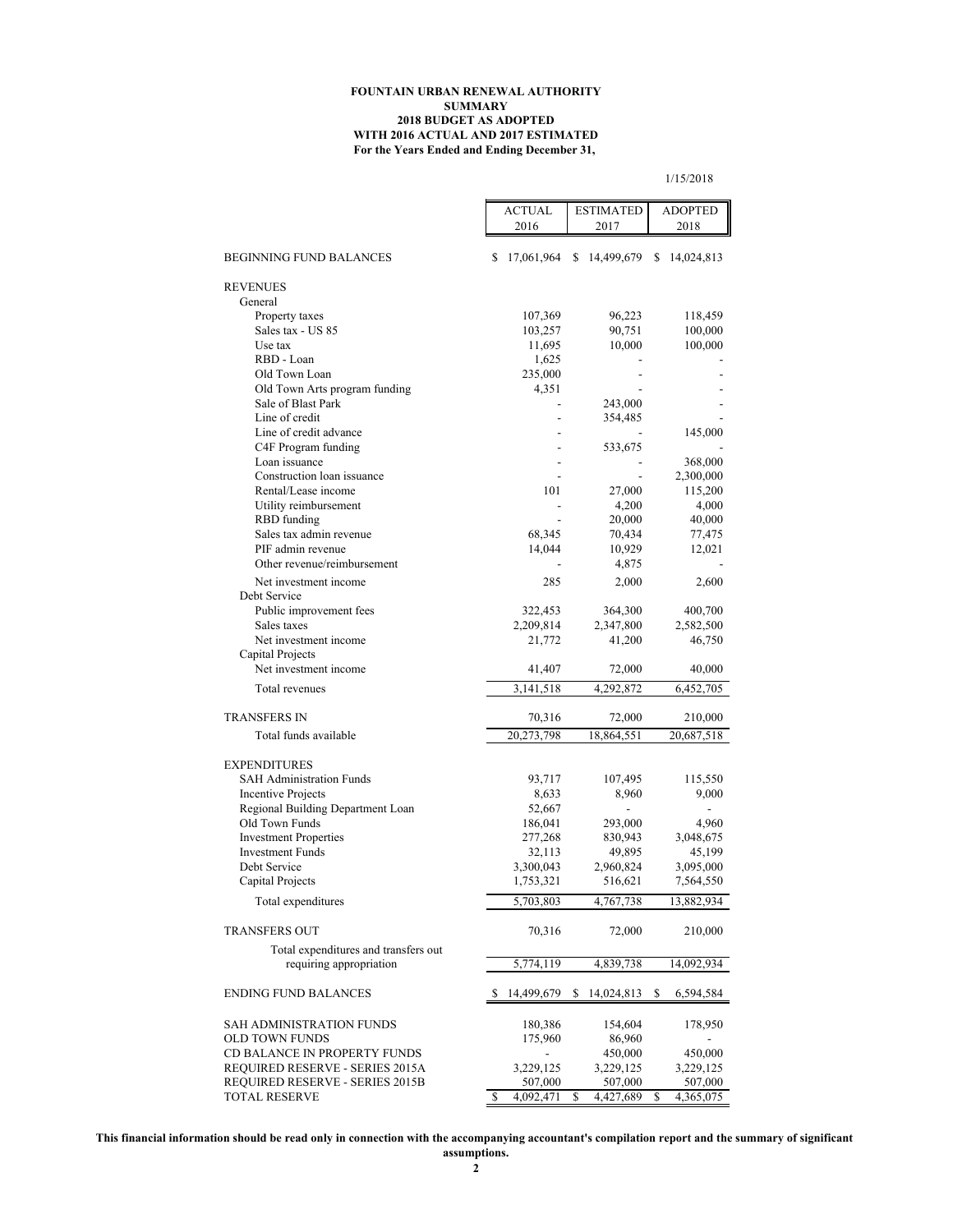# FOUNTAIN URBAN RENEWAL AUTHORITY
## SUMMARY
## 2018 BUDGET AS ADOPTED
## WITH 2016 ACTUAL AND 2017 ESTIMATED
## For the Years Ended and Ending December 31,

1/15/2018

| | ACTUAL 2016 | ESTIMATED 2017 | ADOPTED 2018 |
|---|---|---|---|
| BEGINNING FUND BALANCES | $ 17,061,964 | $ 14,499,679 | $ 14,024,813 |
| REVENUES | | | |
| General | | | |
| Property taxes | 107,369 | 96,223 | 118,459 |
| Sales tax - US 85 | 103,257 | 90,751 | 100,000 |
| Use tax | 11,695 | 10,000 | 100,000 |
| RBD - Loan | 1,625 | - | - |
| Old Town Loan | 235,000 | - | - |
| Old Town Arts program funding | 4,351 | - | - |
| Sale of Blast Park | - | 243,000 | - |
| Line of credit | - | 354,485 | - |
| Line of credit advance | - | - | 145,000 |
| C4F Program funding | - | 533,675 | - |
| Loan issuance | - | - | 368,000 |
| Construction loan issuance | - | - | 2,300,000 |
| Rental/Lease income | 101 | 27,000 | 115,200 |
| Utility reimbursement | - | 4,200 | 4,000 |
| RBD funding | - | 20,000 | 40,000 |
| Sales tax admin revenue | 68,345 | 70,434 | 77,475 |
| PIF admin revenue | 14,044 | 10,929 | 12,021 |
| Other revenue/reimbursement | - | 4,875 | - |
| Net investment income | 285 | 2,000 | 2,600 |
| Debt Service | | | |
| Public improvement fees | 322,453 | 364,300 | 400,700 |
| Sales taxes | 2,209,814 | 2,347,800 | 2,582,500 |
| Net investment income | 21,772 | 41,200 | 46,750 |
| Capital Projects | | | |
| Net investment income | 41,407 | 72,000 | 40,000 |
| Total revenues | 3,141,518 | 4,292,872 | 6,452,705 |
| TRANSFERS IN | 70,316 | 72,000 | 210,000 |
| Total funds available | 20,273,798 | 18,864,551 | 20,687,518 |
| EXPENDITURES | | | |
| SAH Administration Funds | 93,717 | 107,495 | 115,550 |
| Incentive Projects | 8,633 | 8,960 | 9,000 |
| Regional Building Department Loan | 52,667 | - | - |
| Old Town Funds | 186,041 | 293,000 | 4,960 |
| Investment Properties | 277,268 | 830,943 | 3,048,675 |
| Investment Funds | 32,113 | 49,895 | 45,199 |
| Debt Service | 3,300,043 | 2,960,824 | 3,095,000 |
| Capital Projects | 1,753,321 | 516,621 | 7,564,550 |
| Total expenditures | 5,703,803 | 4,767,738 | 13,882,934 |
| TRANSFERS OUT | 70,316 | 72,000 | 210,000 |
| Total expenditures and transfers out requiring appropriation | 5,774,119 | 4,839,738 | 14,092,934 |
| ENDING FUND BALANCES | $ 14,499,679 | $ 14,024,813 | $ 6,594,584 |
| SAH ADMINISTRATION FUNDS | 180,386 | 154,604 | 178,950 |
| OLD TOWN FUNDS | 175,960 | 86,960 | - |
| CD BALANCE IN PROPERTY FUNDS | - | 450,000 | 450,000 |
| REQUIRED RESERVE - SERIES 2015A | 3,229,125 | 3,229,125 | 3,229,125 |
| REQUIRED RESERVE - SERIES 2015B | 507,000 | 507,000 | 507,000 |
| TOTAL RESERVE | $ 4,092,471 | $ 4,427,689 | $ 4,365,075 |

**This financial information should be read only in connection with the accompanying accountant's compilation report and the summary of significant assumptions.**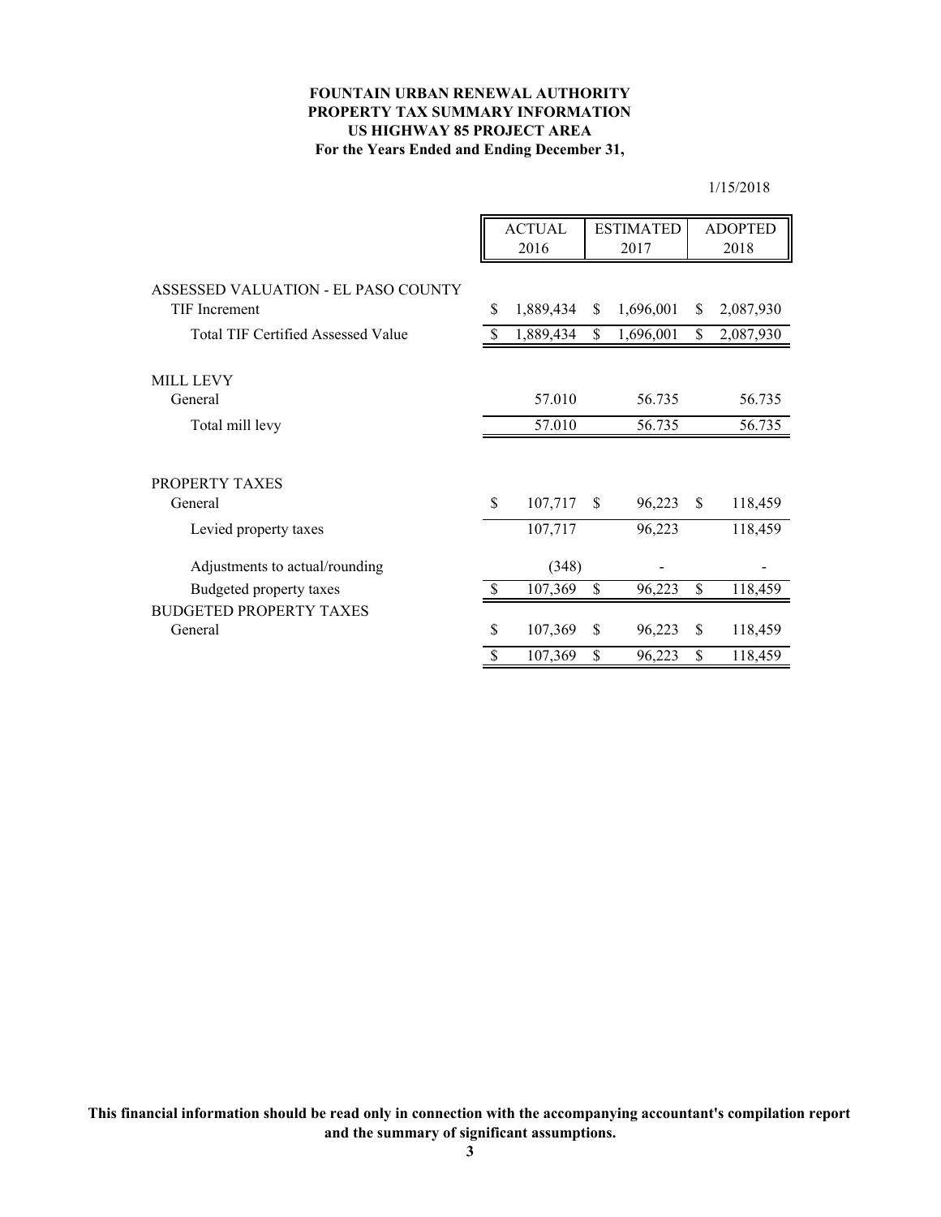**FOUNTAIN URBAN RENEWAL AUTHORITY**
**PROPERTY TAX SUMMARY INFORMATION**
**US HIGHWAY 85 PROJECT AREA**
**For the Years Ended and Ending December 31,**

1/15/2018

| | ACTUAL 2016 | ESTIMATED 2017 | ADOPTED 2018 |
|---|---|---|---|
| ASSESSED VALUATION - EL PASO COUNTY | | | |
| TIF Increment | $ 1,889,434 | $ 1,696,001 | $ 2,087,930 |
| Total TIF Certified Assessed Value | $ 1,889,434 | $ 1,696,001 | $ 2,087,930 |
| | | | |
| MILL LEVY | | | |
| General | 57.010 | 56.735 | 56.735 |
| Total mill levy | 57.010 | 56.735 | 56.735 |
| | | | |
| PROPERTY TAXES | | | |
| General | $ 107,717 | $ 96,223 | $ 118,459 |
| Levied property taxes | 107,717 | 96,223 | 118,459 |
| Adjustments to actual/rounding | (348) | - | - |
| Budgeted property taxes | $ 107,369 | $ 96,223 | $ 118,459 |
| BUDGETED PROPERTY TAXES | | | |
| General | $ 107,369 | $ 96,223 | $ 118,459 |
| | $ 107,369 | $ 96,223 | $ 118,459 |

**This financial information should be read only in connection with the accompanying accountant's compilation report and the summary of significant assumptions.**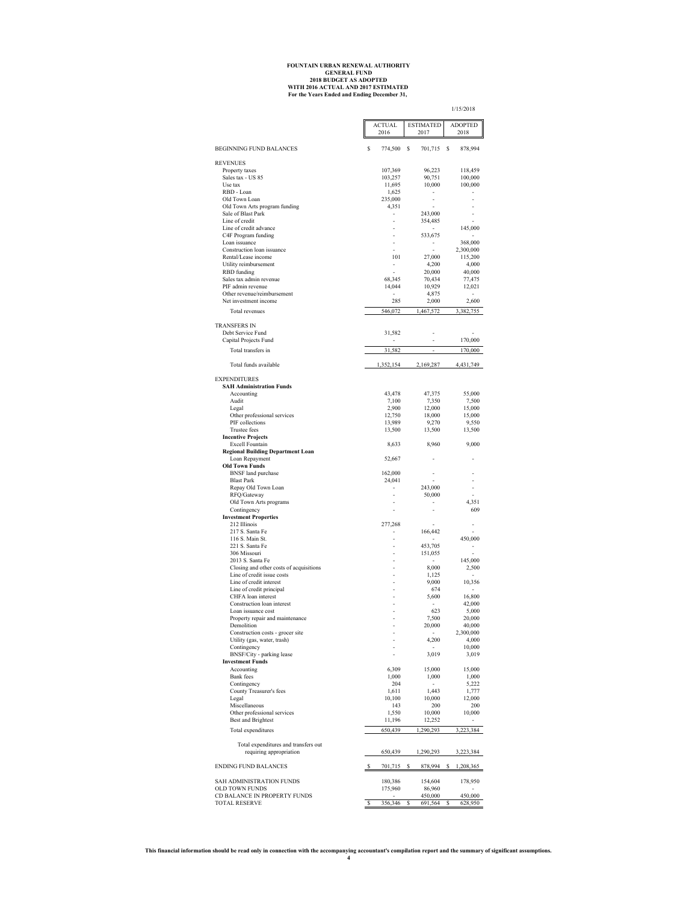# FOUNTAIN URBAN RENEWAL AUTHORITY
## GENERAL FUND
## 2018 BUDGET AS ADOPTED
## WITH 2016 ACTUAL AND 2017 ESTIMATED
## For the Years Ended and Ending December 31,

1/15/2018

| | ACTUAL 2016 | ESTIMATED 2017 | ADOPTED 2018 |
|---|---|---|---|
| BEGINNING FUND BALANCES | $ 774,500 | $ 701,715 | $ 878,994 |
| **REVENUES** | | | |
| Property taxes | 107,369 | 96,223 | 118,459 |
| Sales tax - US 85 | 103,257 | 90,751 | 100,000 |
| Use tax | 11,695 | 10,000 | 100,000 |
| RBD - Loan | 1,625 | - | - |
| Old Town Loan | 235,000 | - | - |
| Old Town Arts program funding | 4,351 | - | - |
| Sale of Blast Park | - | 243,000 | - |
| Line of credit | - | 354,485 | - |
| Line of credit advance | - | - | 145,000 |
| C4F Program funding | - | 533,675 | - |
| Loan issuance | - | - | 368,000 |
| Construction loan issuance | - | - | 2,300,000 |
| Rental/Lease income | 101 | 27,000 | 115,200 |
| Utility reimbursement | - | 4,200 | 4,000 |
| RBD funding | - | 20,000 | 40,000 |
| Sales tax admin revenue | 68,345 | 70,434 | 77,475 |
| PIF admin revenue | 14,044 | 10,929 | 12,021 |
| Other revenue/reimbursement | - | 4,875 | - |
| Net investment income | 285 | 2,000 | 2,600 |
| Total revenues | 546,072 | 1,467,572 | 3,382,755 |
| **TRANSFERS IN** | | | |
| Debt Service Fund | 31,582 | - | - |
| Capital Projects Fund | - | - | 170,000 |
| Total transfers in | 31,582 | - | 170,000 |
| Total funds available | 1,352,154 | 2,169,287 | 4,431,749 |
| **EXPENDITURES** | | | |
| **SAH Administration Funds** | | | |
| Accounting | 43,478 | 47,375 | 55,000 |
| Audit | 7,100 | 7,350 | 7,500 |
| Legal | 2,900 | 12,000 | 15,000 |
| Other professional services | 12,750 | 18,000 | 15,000 |
| PIF collections | 13,989 | 9,270 | 9,550 |
| Trustee fees | 13,500 | 13,500 | 13,500 |
| **Incentive Projects** | | | |
| Excell Fountain | 8,633 | 8,960 | 9,000 |
| **Regional Building Department Loan** | | | |
| Loan Repayment | 52,667 | - | - |
| **Old Town Funds** | | | |
| BNSF land purchase | 162,000 | - | - |
| Blast Park | 24,041 | - | - |
| Repay Old Town Loan | - | 243,000 | - |
| RFQ/Gateway | - | 50,000 | - |
| Old Town Arts programs | - | - | 4,351 |
| Contingency | - | - | 609 |
| **Investment Properties** | | | |
| 212 Illinois | 277,268 | - | - |
| 217 S. Santa Fe | - | 166,442 | - |
| 116 S. Main St. | - | - | 450,000 |
| 221 S. Santa Fe | - | 453,705 | - |
| 306 Missouri | - | 151,055 | - |
| 2013 S. Santa Fe | - | - | 145,000 |
| Closing and other costs of acquisitions | - | 8,000 | 2,500 |
| Line of credit issue costs | - | 1,125 | - |
| Line of credit interest | - | 9,000 | 10,356 |
| Line of credit principal | - | 674 | - |
| CHFA loan interest | - | 5,600 | 16,800 |
| Construction loan interest | - | - | 42,000 |
| Loan issuance cost | - | 623 | 5,000 |
| Property repair and maintenance | - | 7,500 | 20,000 |
| Demolition | - | 20,000 | 40,000 |
| Construction costs - grocer site | - | - | 2,300,000 |
| Utility (gas, water, trash) | - | 4,200 | 4,000 |
| Contingency | - | - | 10,000 |
| BNSF/City - parking lease | - | 3,019 | 3,019 |
| **Investment Funds** | | | |
| Accounting | 6,309 | 15,000 | 15,000 |
| Bank fees | 1,000 | 1,000 | 1,000 |
| Contingency | 204 | - | 5,222 |
| County Treasurer's fees | 1,611 | 1,443 | 1,777 |
| Legal | 10,100 | 10,000 | 12,000 |
| Miscellaneous | 143 | 200 | 200 |
| Other professional services | 1,550 | 10,000 | 10,000 |
| Best and Brightest | 11,196 | 12,252 | - |
| Total expenditures | 650,439 | 1,290,293 | 3,223,384 |
| Total expenditures and transfers out requiring appropriation | 650,439 | 1,290,293 | 3,223,384 |
| ENDING FUND BALANCES | $ 701,715 | $ 878,994 | $ 1,208,365 |
| SAH ADMINISTRATION FUNDS | 180,386 | 154,604 | 178,950 |
| OLD TOWN FUNDS | 175,960 | 86,960 | - |
| CD BALANCE IN PROPERTY FUNDS | - | 450,000 | 450,000 |
| TOTAL RESERVE | $ 356,346 | $ 691,564 | $ 628,950 |

**This financial information should be read only in connection with the accompanying accountant's compilation report and the summary of significant assumptions.**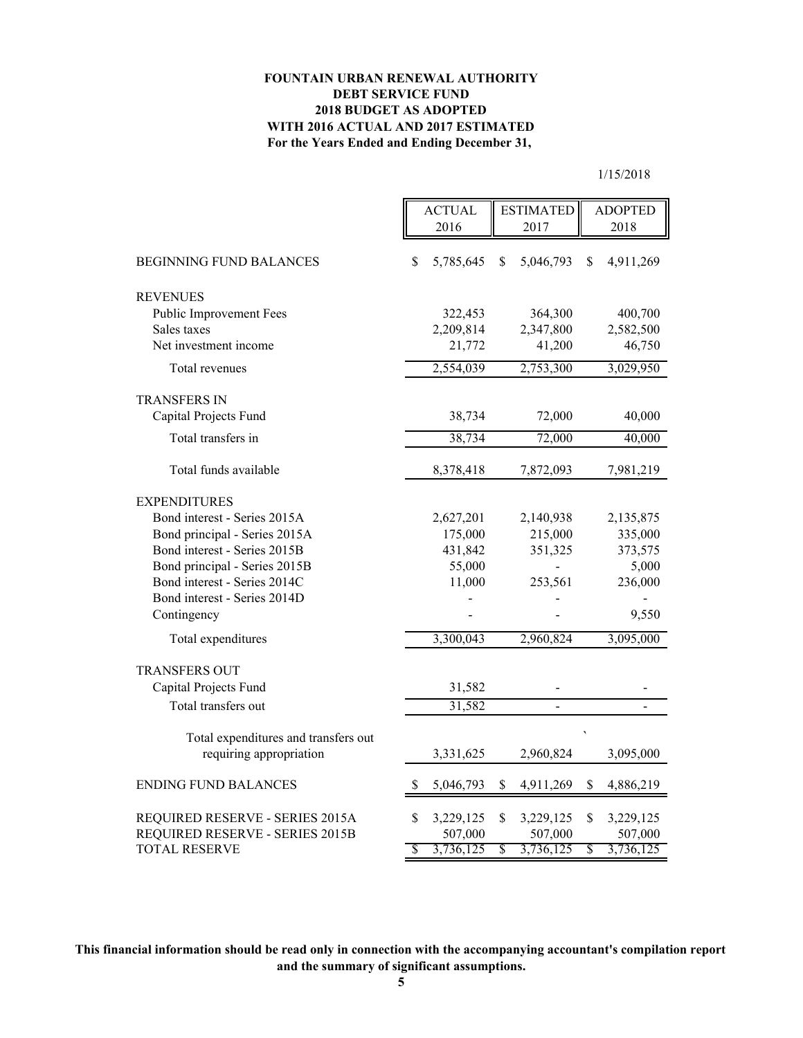**FOUNTAIN URBAN RENEWAL AUTHORITY**
**DEBT SERVICE FUND**
**2018 BUDGET AS ADOPTED**
**WITH 2016 ACTUAL AND 2017 ESTIMATED**
**For the Years Ended and Ending December 31,**

1/15/2018

| | ACTUAL 2016 | ESTIMATED 2017 | ADOPTED 2018 |
|---|---|---|---|
| BEGINNING FUND BALANCES | $ 5,785,645 | $ 5,046,793 | $ 4,911,269 |
| REVENUES | | | |
| Public Improvement Fees | 322,453 | 364,300 | 400,700 |
| Sales taxes | 2,209,814 | 2,347,800 | 2,582,500 |
| Net investment income | 21,772 | 41,200 | 46,750 |
| Total revenues | 2,554,039 | 2,753,300 | 3,029,950 |
| TRANSFERS IN | | | |
| Capital Projects Fund | 38,734 | 72,000 | 40,000 |
| Total transfers in | 38,734 | 72,000 | 40,000 |
| Total funds available | 8,378,418 | 7,872,093 | 7,981,219 |
| EXPENDITURES | | | |
| Bond interest - Series 2015A | 2,627,201 | 2,140,938 | 2,135,875 |
| Bond principal - Series 2015A | 175,000 | 215,000 | 335,000 |
| Bond interest - Series 2015B | 431,842 | 351,325 | 373,575 |
| Bond principal - Series 2015B | 55,000 | - | 5,000 |
| Bond interest - Series 2014C | 11,000 | 253,561 | 236,000 |
| Bond interest - Series 2014D | - | - | - |
| Contingency | - | - | 9,550 |
| Total expenditures | 3,300,043 | 2,960,824 | 3,095,000 |
| TRANSFERS OUT | | | |
| Capital Projects Fund | 31,582 | - | - |
| Total transfers out | 31,582 | - | - |
| Total expenditures and transfers out requiring appropriation | 3,331,625 | 2,960,824 | 3,095,000 |
| ENDING FUND BALANCES | $ 5,046,793 | $ 4,911,269 | $ 4,886,219 |
| REQUIRED RESERVE - SERIES 2015A | $ 3,229,125 | $ 3,229,125 | $ 3,229,125 |
| REQUIRED RESERVE - SERIES 2015B | 507,000 | 507,000 | 507,000 |
| TOTAL RESERVE | $ 3,736,125 | $ 3,736,125 | $ 3,736,125 |

**This financial information should be read only in connection with the accompanying accountant's compilation report and the summary of significant assumptions.**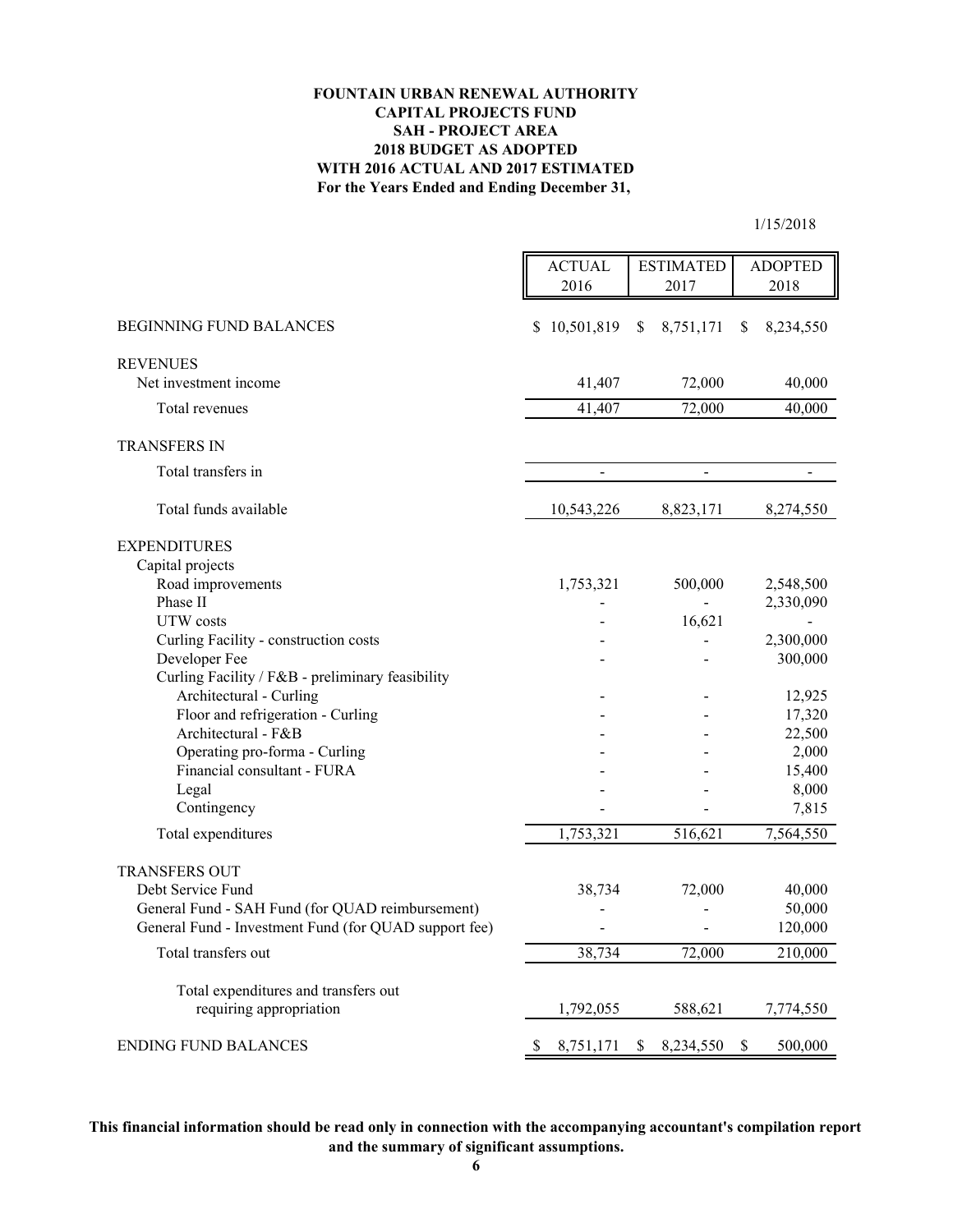**FOUNTAIN URBAN RENEWAL AUTHORITY**
**CAPITAL PROJECTS FUND**
**SAH - PROJECT AREA**
**2018 BUDGET AS ADOPTED**
**WITH 2016 ACTUAL AND 2017 ESTIMATED**
**For the Years Ended and Ending December 31,**

1/15/2018

| | ACTUAL 2016 | ESTIMATED 2017 | ADOPTED 2018 |
|---|---|---|---|
| BEGINNING FUND BALANCES | $ 10,501,819 | $ 8,751,171 | $ 8,234,550 |
| REVENUES | | | |
| Net investment income | 41,407 | 72,000 | 40,000 |
| Total revenues | 41,407 | 72,000 | 40,000 |
| TRANSFERS IN | | | |
| Total transfers in | - | - | - |
| Total funds available | 10,543,226 | 8,823,171 | 8,274,550 |
| EXPENDITURES | | | |
| Capital projects | | | |
| Road improvements | 1,753,321 | 500,000 | 2,548,500 |
| Phase II | - | - | 2,330,090 |
| UTW costs | - | 16,621 | - |
| Curling Facility - construction costs | - | - | 2,300,000 |
| Developer Fee | - | - | 300,000 |
| Curling Facility / F&B - preliminary feasibility | | | |
| Architectural - Curling | - | - | 12,925 |
| Floor and refrigeration - Curling | - | - | 17,320 |
| Architectural - F&B | - | - | 22,500 |
| Operating pro-forma - Curling | - | - | 2,000 |
| Financial consultant - FURA | - | - | 15,400 |
| Legal | - | - | 8,000 |
| Contingency | - | - | 7,815 |
| Total expenditures | 1,753,321 | 516,621 | 7,564,550 |
| TRANSFERS OUT | | | |
| Debt Service Fund | 38,734 | 72,000 | 40,000 |
| General Fund - SAH Fund (for QUAD reimbursement) | - | - | 50,000 |
| General Fund - Investment Fund (for QUAD support fee) | - | - | 120,000 |
| Total transfers out | 38,734 | 72,000 | 210,000 |
| Total expenditures and transfers out requiring appropriation | 1,792,055 | 588,621 | 7,774,550 |
| ENDING FUND BALANCES | $ 8,751,171 | $ 8,234,550 | $ 500,000 |

**This financial information should be read only in connection with the accompanying accountant's compilation report and the summary of significant assumptions.**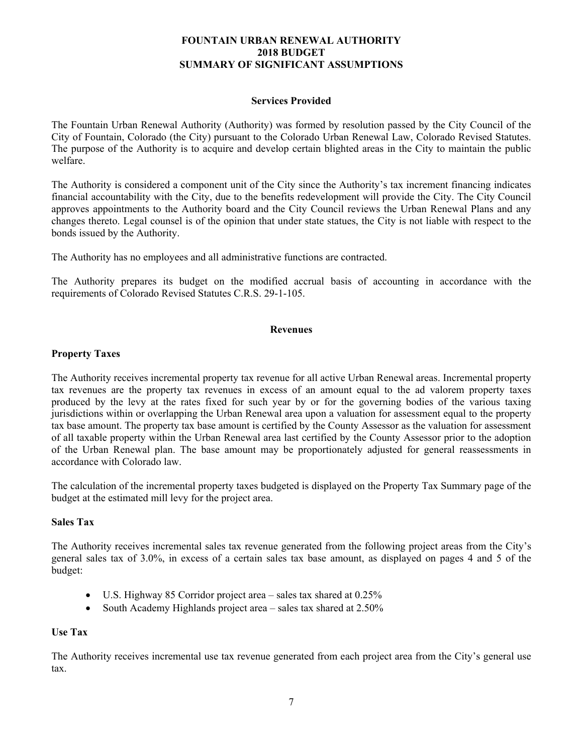# FOUNTAIN URBAN RENEWAL AUTHORITY
# 2018 BUDGET
# SUMMARY OF SIGNIFICANT ASSUMPTIONS

## Services Provided

The Fountain Urban Renewal Authority (Authority) was formed by resolution passed by the City Council of the City of Fountain, Colorado (the City) pursuant to the Colorado Urban Renewal Law, Colorado Revised Statutes. The purpose of the Authority is to acquire and develop certain blighted areas in the City to maintain the public welfare.

The Authority is considered a component unit of the City since the Authority's tax increment financing indicates financial accountability with the City, due to the benefits redevelopment will provide the City. The City Council approves appointments to the Authority board and the City Council reviews the Urban Renewal Plans and any changes thereto. Legal counsel is of the opinion that under state statues, the City is not liable with respect to the bonds issued by the Authority.

The Authority has no employees and all administrative functions are contracted.

The Authority prepares its budget on the modified accrual basis of accounting in accordance with the requirements of Colorado Revised Statutes C.R.S. 29-1-105.

## Revenues

### Property Taxes

The Authority receives incremental property tax revenue for all active Urban Renewal areas. Incremental property tax revenues are the property tax revenues in excess of an amount equal to the ad valorem property taxes produced by the levy at the rates fixed for such year by or for the governing bodies of the various taxing jurisdictions within or overlapping the Urban Renewal area upon a valuation for assessment equal to the property tax base amount. The property tax base amount is certified by the County Assessor as the valuation for assessment of all taxable property within the Urban Renewal area last certified by the County Assessor prior to the adoption of the Urban Renewal plan. The base amount may be proportionately adjusted for general reassessments in accordance with Colorado law.

The calculation of the incremental property taxes budgeted is displayed on the Property Tax Summary page of the budget at the estimated mill levy for the project area.

### Sales Tax

The Authority receives incremental sales tax revenue generated from the following project areas from the City's general sales tax of 3.0%, in excess of a certain sales tax base amount, as displayed on pages 4 and 5 of the budget:

- U.S. Highway 85 Corridor project area – sales tax shared at 0.25%
- South Academy Highlands project area – sales tax shared at 2.50%

### Use Tax

The Authority receives incremental use tax revenue generated from each project area from the City's general use tax.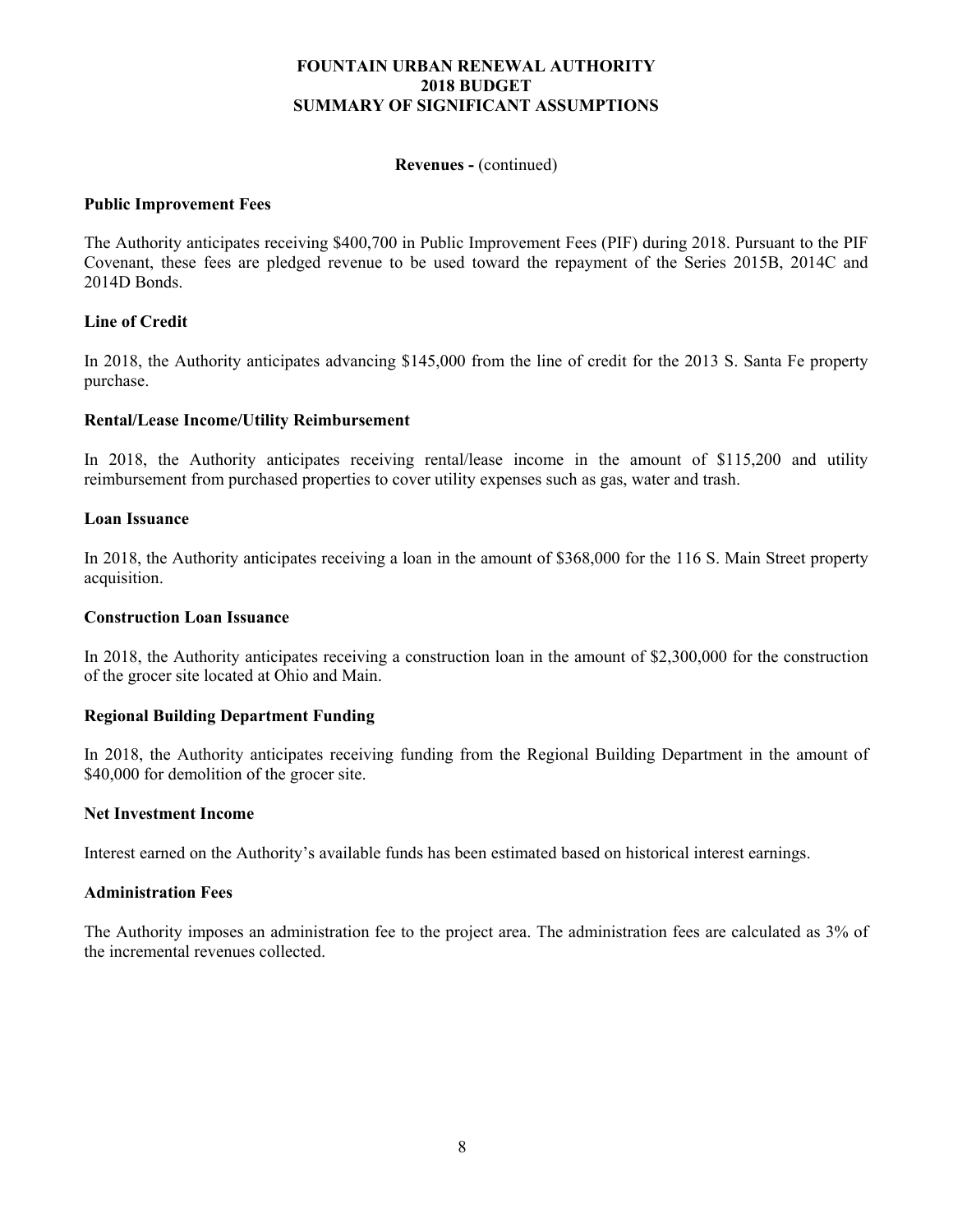# FOUNTAIN URBAN RENEWAL AUTHORITY
## 2018 BUDGET
## SUMMARY OF SIGNIFICANT ASSUMPTIONS

**Revenues -** (continued)

### Public Improvement Fees

The Authority anticipates receiving $400,700 in Public Improvement Fees (PIF) during 2018. Pursuant to the PIF Covenant, these fees are pledged revenue to be used toward the repayment of the Series 2015B, 2014C and 2014D Bonds.

### Line of Credit

In 2018, the Authority anticipates advancing $145,000 from the line of credit for the 2013 S. Santa Fe property purchase.

### Rental/Lease Income/Utility Reimbursement

In 2018, the Authority anticipates receiving rental/lease income in the amount of $115,200 and utility reimbursement from purchased properties to cover utility expenses such as gas, water and trash.

### Loan Issuance

In 2018, the Authority anticipates receiving a loan in the amount of $368,000 for the 116 S. Main Street property acquisition.

### Construction Loan Issuance

In 2018, the Authority anticipates receiving a construction loan in the amount of $2,300,000 for the construction of the grocer site located at Ohio and Main.

### Regional Building Department Funding

In 2018, the Authority anticipates receiving funding from the Regional Building Department in the amount of $40,000 for demolition of the grocer site.

### Net Investment Income

Interest earned on the Authority's available funds has been estimated based on historical interest earnings.

### Administration Fees

The Authority imposes an administration fee to the project area. The administration fees are calculated as 3% of the incremental revenues collected.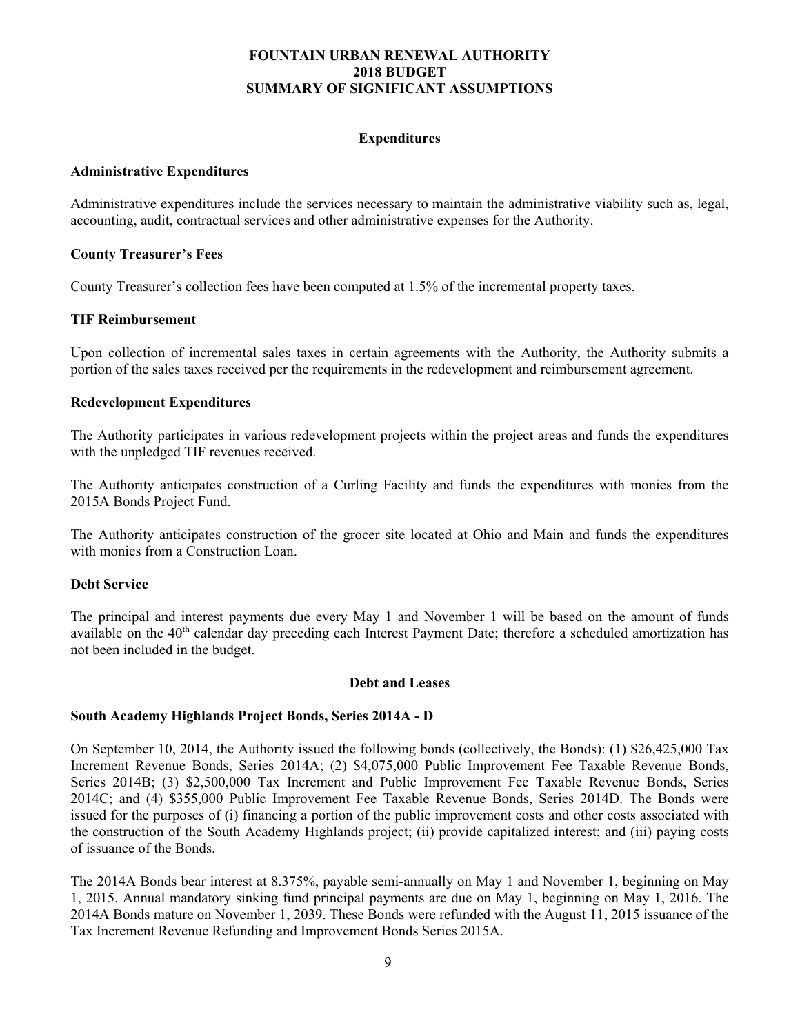# FOUNTAIN URBAN RENEWAL AUTHORITY
# 2018 BUDGET
# SUMMARY OF SIGNIFICANT ASSUMPTIONS

## Expenditures

### Administrative Expenditures

Administrative expenditures include the services necessary to maintain the administrative viability such as, legal, accounting, audit, contractual services and other administrative expenses for the Authority.

### County Treasurer's Fees

County Treasurer's collection fees have been computed at 1.5% of the incremental property taxes.

### TIF Reimbursement

Upon collection of incremental sales taxes in certain agreements with the Authority, the Authority submits a portion of the sales taxes received per the requirements in the redevelopment and reimbursement agreement.

### Redevelopment Expenditures

The Authority participates in various redevelopment projects within the project areas and funds the expenditures with the unpledged TIF revenues received.

The Authority anticipates construction of a Curling Facility and funds the expenditures with monies from the 2015A Bonds Project Fund.

The Authority anticipates construction of the grocer site located at Ohio and Main and funds the expenditures with monies from a Construction Loan.

### Debt Service

The principal and interest payments due every May 1 and November 1 will be based on the amount of funds available on the 40th calendar day preceding each Interest Payment Date; therefore a scheduled amortization has not been included in the budget.

## Debt and Leases

### South Academy Highlands Project Bonds, Series 2014A - D

On September 10, 2014, the Authority issued the following bonds (collectively, the Bonds): (1) $26,425,000 Tax Increment Revenue Bonds, Series 2014A; (2) $4,075,000 Public Improvement Fee Taxable Revenue Bonds, Series 2014B; (3) $2,500,000 Tax Increment and Public Improvement Fee Taxable Revenue Bonds, Series 2014C; and (4) $355,000 Public Improvement Fee Taxable Revenue Bonds, Series 2014D. The Bonds were issued for the purposes of (i) financing a portion of the public improvement costs and other costs associated with the construction of the South Academy Highlands project; (ii) provide capitalized interest; and (iii) paying costs of issuance of the Bonds.

The 2014A Bonds bear interest at 8.375%, payable semi-annually on May 1 and November 1, beginning on May 1, 2015. Annual mandatory sinking fund principal payments are due on May 1, beginning on May 1, 2016. The 2014A Bonds mature on November 1, 2039. These Bonds were refunded with the August 11, 2015 issuance of the Tax Increment Revenue Refunding and Improvement Bonds Series 2015A.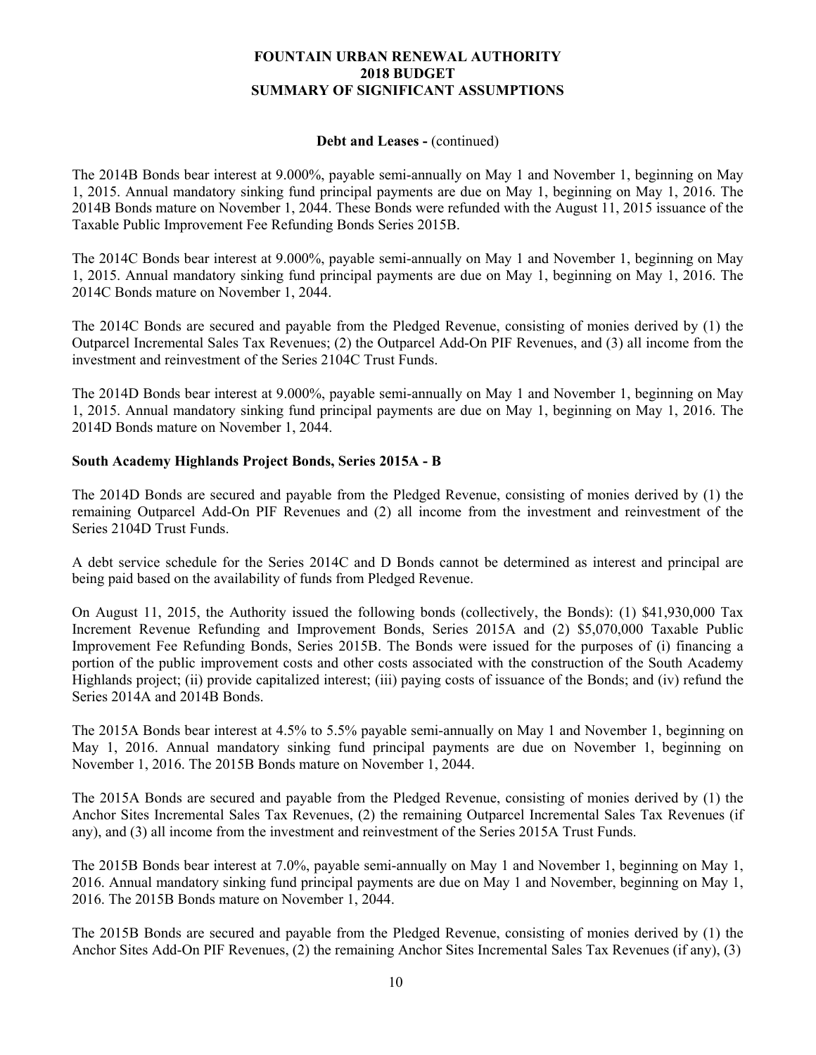**Debt and Leases -** (continued)

The 2014B Bonds bear interest at 9.000%, payable semi-annually on May 1 and November 1, beginning on May 1, 2015. Annual mandatory sinking fund principal payments are due on May 1, beginning on May 1, 2016. The 2014B Bonds mature on November 1, 2044. These Bonds were refunded with the August 11, 2015 issuance of the Taxable Public Improvement Fee Refunding Bonds Series 2015B.

The 2014C Bonds bear interest at 9.000%, payable semi-annually on May 1 and November 1, beginning on May 1, 2015. Annual mandatory sinking fund principal payments are due on May 1, beginning on May 1, 2016. The 2014C Bonds mature on November 1, 2044.

The 2014C Bonds are secured and payable from the Pledged Revenue, consisting of monies derived by (1) the Outparcel Incremental Sales Tax Revenues; (2) the Outparcel Add-On PIF Revenues, and (3) all income from the investment and reinvestment of the Series 2104C Trust Funds.

The 2014D Bonds bear interest at 9.000%, payable semi-annually on May 1 and November 1, beginning on May 1, 2015. Annual mandatory sinking fund principal payments are due on May 1, beginning on May 1, 2016. The 2014D Bonds mature on November 1, 2044.

**South Academy Highlands Project Bonds, Series 2015A - B**

The 2014D Bonds are secured and payable from the Pledged Revenue, consisting of monies derived by (1) the remaining Outparcel Add-On PIF Revenues and (2) all income from the investment and reinvestment of the Series 2104D Trust Funds.

A debt service schedule for the Series 2014C and D Bonds cannot be determined as interest and principal are being paid based on the availability of funds from Pledged Revenue.

On August 11, 2015, the Authority issued the following bonds (collectively, the Bonds): (1) $41,930,000 Tax Increment Revenue Refunding and Improvement Bonds, Series 2015A and (2) $5,070,000 Taxable Public Improvement Fee Refunding Bonds, Series 2015B. The Bonds were issued for the purposes of (i) financing a portion of the public improvement costs and other costs associated with the construction of the South Academy Highlands project; (ii) provide capitalized interest; (iii) paying costs of issuance of the Bonds; and (iv) refund the Series 2014A and 2014B Bonds.

The 2015A Bonds bear interest at 4.5% to 5.5% payable semi-annually on May 1 and November 1, beginning on May 1, 2016. Annual mandatory sinking fund principal payments are due on November 1, beginning on November 1, 2016. The 2015B Bonds mature on November 1, 2044.

The 2015A Bonds are secured and payable from the Pledged Revenue, consisting of monies derived by (1) the Anchor Sites Incremental Sales Tax Revenues, (2) the remaining Outparcel Incremental Sales Tax Revenues (if any), and (3) all income from the investment and reinvestment of the Series 2015A Trust Funds.

The 2015B Bonds bear interest at 7.0%, payable semi-annually on May 1 and November 1, beginning on May 1, 2016. Annual mandatory sinking fund principal payments are due on May 1 and November, beginning on May 1, 2016. The 2015B Bonds mature on November 1, 2044.

The 2015B Bonds are secured and payable from the Pledged Revenue, consisting of monies derived by (1) the Anchor Sites Add-On PIF Revenues, (2) the remaining Anchor Sites Incremental Sales Tax Revenues (if any), (3)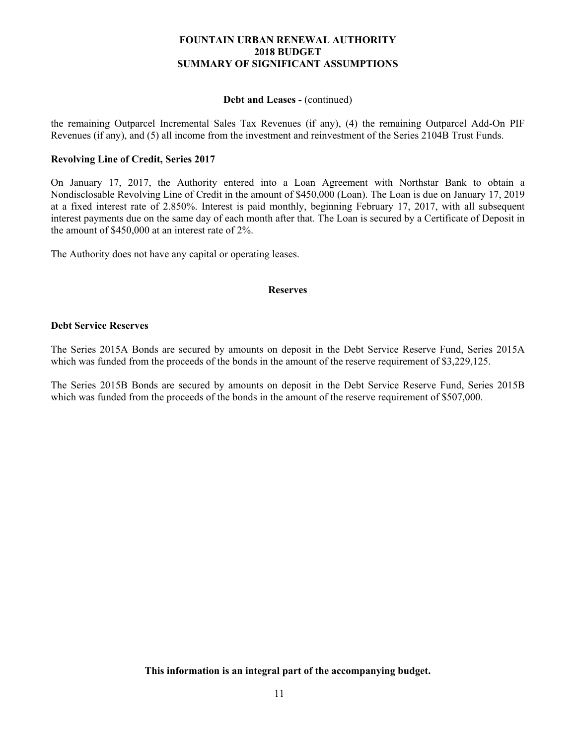**Debt and Leases -** (continued)

the remaining Outparcel Incremental Sales Tax Revenues (if any), (4) the remaining Outparcel Add-On PIF Revenues (if any), and (5) all income from the investment and reinvestment of the Series 2104B Trust Funds.

**Revolving Line of Credit, Series 2017**

On January 17, 2017, the Authority entered into a Loan Agreement with Northstar Bank to obtain a Nondisclosable Revolving Line of Credit in the amount of $450,000 (Loan). The Loan is due on January 17, 2019 at a fixed interest rate of 2.850%. Interest is paid monthly, beginning February 17, 2017, with all subsequent interest payments due on the same day of each month after that. The Loan is secured by a Certificate of Deposit in the amount of $450,000 at an interest rate of 2%.

The Authority does not have any capital or operating leases.

## Reserves

**Debt Service Reserves**

The Series 2015A Bonds are secured by amounts on deposit in the Debt Service Reserve Fund, Series 2015A which was funded from the proceeds of the bonds in the amount of the reserve requirement of $3,229,125.

The Series 2015B Bonds are secured by amounts on deposit in the Debt Service Reserve Fund, Series 2015B which was funded from the proceeds of the bonds in the amount of the reserve requirement of $507,000.

**This information is an integral part of the accompanying budget.**